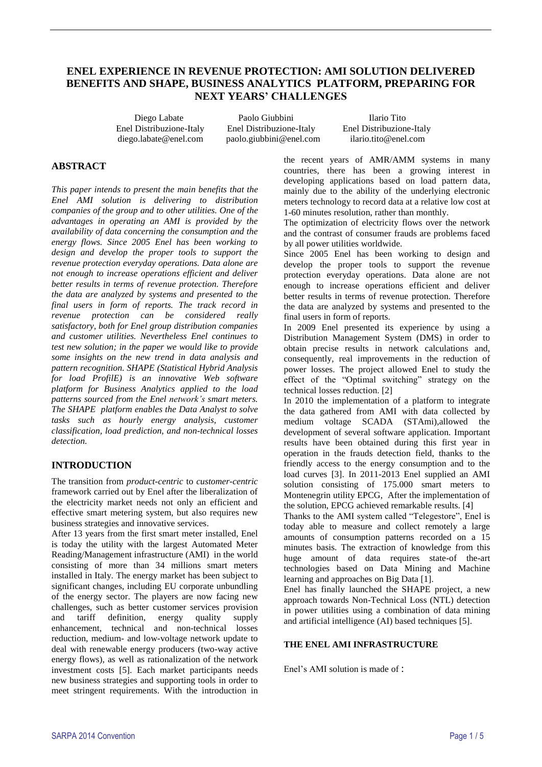# ENEL EXPERIENCE IN REVENUE PROTECTION: AMI SOLUTION DELIVERED BENEFITS AND SHAPE, BUSINESS ANALYTICS PLATFORM, PREPARING FOR NEXT YEARS' CHALLENGES

| Diego Labate | Paolo Giubbini | Ilario Tito |
|---|---|---|
| Enel Distribuzione-Italy | Enel Distribuzione-Italy | Enel Distribuzione-Italy |
| diego.labate@enel.com | paolo.giubbini@enel.com | ilario.tito@enel.com |

## ABSTRACT

*This paper intends to present the main benefits that the Enel AMI solution is delivering to distribution companies of the group and to other utilities. One of the advantages in operating an AMI is provided by the availability of data concerning the consumption and the energy flows. Since 2005 Enel has been working to design and develop the proper tools to support the revenue protection everyday operations. Data alone are not enough to increase operations efficient and deliver better results in terms of revenue protection. Therefore the data are analyzed by systems and presented to the final users in form of reports. The track record in revenue protection can be considered really satisfactory, both for Enel group distribution companies and customer utilities. Nevertheless Enel continues to test new solution; in the paper we would like to provide some insights on the new trend in data analysis and pattern recognition. SHAPE (Statistical Hybrid Analysis for load ProfilE) is an innovative Web software platform for Business Analytics applied to the load patterns sourced from the Enel network's smart meters. The SHAPE platform enables the Data Analyst to solve tasks such as hourly energy analysis, customer classification, load prediction, and non-technical losses detection.*

## INTRODUCTION

The transition from *product-centric* to *customer-centric* framework carried out by Enel after the liberalization of the electricity market needs not only an efficient and effective smart metering system, but also requires new business strategies and innovative services.

After 13 years from the first smart meter installed, Enel is today the utility with the largest Automated Meter Reading/Management infrastructure (AMI) in the world consisting of more than 34 millions smart meters installed in Italy. The energy market has been subject to significant changes, including EU corporate unbundling of the energy sector. The players are now facing new challenges, such as better customer services provision and tariff definition, energy quality supply enhancement, technical and non-technical losses reduction, medium- and low-voltage network update to deal with renewable energy producers (two-way active energy flows), as well as rationalization of the network investment costs [5]. Each market participants needs new business strategies and supporting tools in order to meet stringent requirements. With the introduction in the recent years of AMR/AMM systems in many countries, there has been a growing interest in developing applications based on load pattern data, mainly due to the ability of the underlying electronic meters technology to record data at a relative low cost at 1-60 minutes resolution, rather than monthly.

The optimization of electricity flows over the network and the contrast of consumer frauds are problems faced by all power utilities worldwide.

Since 2005 Enel has been working to design and develop the proper tools to support the revenue protection everyday operations. Data alone are not enough to increase operations efficient and deliver better results in terms of revenue protection. Therefore the data are analyzed by systems and presented to the final users in form of reports.

In 2009 Enel presented its experience by using a Distribution Management System (DMS) in order to obtain precise results in network calculations and, consequently, real improvements in the reduction of power losses. The project allowed Enel to study the effect of the "Optimal switching" strategy on the technical losses reduction. [2]

In 2010 the implementation of a platform to integrate the data gathered from AMI with data collected by medium voltage SCADA (STAmi),allowed the development of several software application. Important results have been obtained during this first year in operation in the frauds detection field, thanks to the friendly access to the energy consumption and to the load curves [3]. In 2011-2013 Enel supplied an AMI solution consisting of 175.000 smart meters to Montenegrin utility EPCG, After the implementation of the solution, EPCG achieved remarkable results. [4]

Thanks to the AMI system called "Telegestore", Enel is today able to measure and collect remotely a large amounts of consumption patterns recorded on a 15 minutes basis. The extraction of knowledge from this huge amount of data requires state-of the-art technologies based on Data Mining and Machine learning and approaches on Big Data [1].

Enel has finally launched the SHAPE project, a new approach towards Non-Technical Loss (NTL) detection in power utilities using a combination of data mining and artificial intelligence (AI) based techniques [5].

### THE ENEL AMI INFRASTRUCTURE

Enel's AMI solution is made of :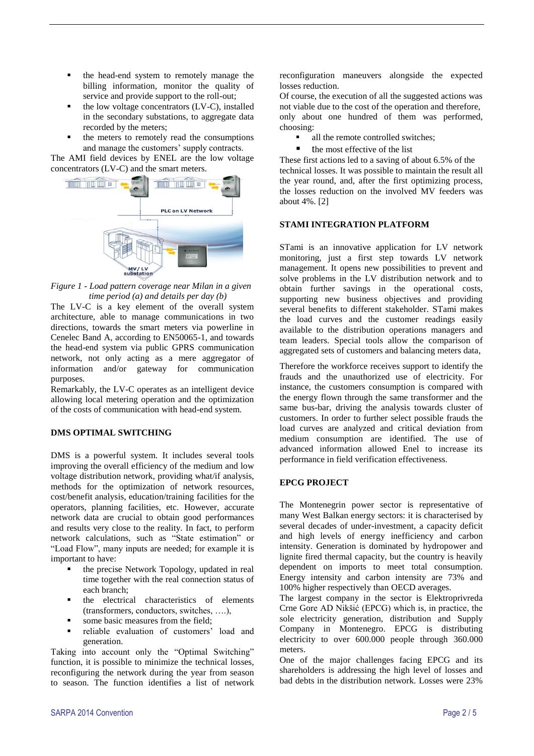- the head-end system to remotely manage the billing information, monitor the quality of service and provide support to the roll-out;
- the low voltage concentrators (LV-C), installed in the secondary substations, to aggregate data recorded by the meters;
- the meters to remotely read the consumptions and manage the customers' supply contracts.

The AMI field devices by ENEL are the low voltage concentrators (LV-C) and the smart meters.

*Figure 1 - Load pattern coverage near Milan in a given time period (a) and details per day (b)*

The LV-C is a key element of the overall system architecture, able to manage communications in two directions, towards the smart meters via powerline in Cenelec Band A, according to EN50065-1, and towards the head-end system via public GPRS communication network, not only acting as a mere aggregator of information and/or gateway for communication purposes.

Remarkably, the LV-C operates as an intelligent device allowing local metering operation and the optimization of the costs of communication with head-end system.

## DMS OPTIMAL SWITCHING

DMS is a powerful system. It includes several tools improving the overall efficiency of the medium and low voltage distribution network, providing what/if analysis, methods for the optimization of network resources, cost/benefit analysis, education/training facilities for the operators, planning facilities, etc. However, accurate network data are crucial to obtain good performances and results very close to the reality. In fact, to perform network calculations, such as "State estimation" or "Load Flow", many inputs are needed; for example it is important to have:

- the precise Network Topology, updated in real time together with the real connection status of each branch;
- the electrical characteristics of elements (transformers, conductors, switches, ….),
- some basic measures from the field;
- reliable evaluation of customers' load and generation.

Taking into account only the "Optimal Switching" function, it is possible to minimize the technical losses, reconfiguring the network during the year from season to season. The function identifies a list of network reconfiguration maneuvers alongside the expected losses reduction.

Of course, the execution of all the suggested actions was not viable due to the cost of the operation and therefore, only about one hundred of them was performed, choosing:

- all the remote controlled switches;
- the most effective of the list

These first actions led to a saving of about 6.5% of the technical losses. It was possible to maintain the result all the year round, and, after the first optimizing process, the losses reduction on the involved MV feeders was about 4%. [2]

## STAMI INTEGRATION PLATFORM

STami is an innovative application for LV network monitoring, just a first step towards LV network management. It opens new possibilities to prevent and solve problems in the LV distribution network and to obtain further savings in the operational costs, supporting new business objectives and providing several benefits to different stakeholder. STami makes the load curves and the customer readings easily available to the distribution operations managers and team leaders. Special tools allow the comparison of aggregated sets of customers and balancing meters data,

Therefore the workforce receives support to identify the frauds and the unauthorized use of electricity. For instance, the customers consumption is compared with the energy flown through the same transformer and the same bus-bar, driving the analysis towards cluster of customers. In order to further select possible frauds the load curves are analyzed and critical deviation from medium consumption are identified. The use of advanced information allowed Enel to increase its performance in field verification effectiveness.

## EPCG PROJECT

The Montenegrin power sector is representative of many West Balkan energy sectors: it is characterised by several decades of under-investment, a capacity deficit and high levels of energy inefficiency and carbon intensity. Generation is dominated by hydropower and lignite fired thermal capacity, but the country is heavily dependent on imports to meet total consumption. Energy intensity and carbon intensity are 73% and 100% higher respectively than OECD averages.

The largest company in the sector is Elektroprivreda Crne Gore AD Nikšić (EPCG) which is, in practice, the sole electricity generation, distribution and Supply Company in Montenegro. EPCG is distributing electricity to over 600.000 people through 360.000 meters.

One of the major challenges facing EPCG and its shareholders is addressing the high level of losses and bad debts in the distribution network. Losses were 23%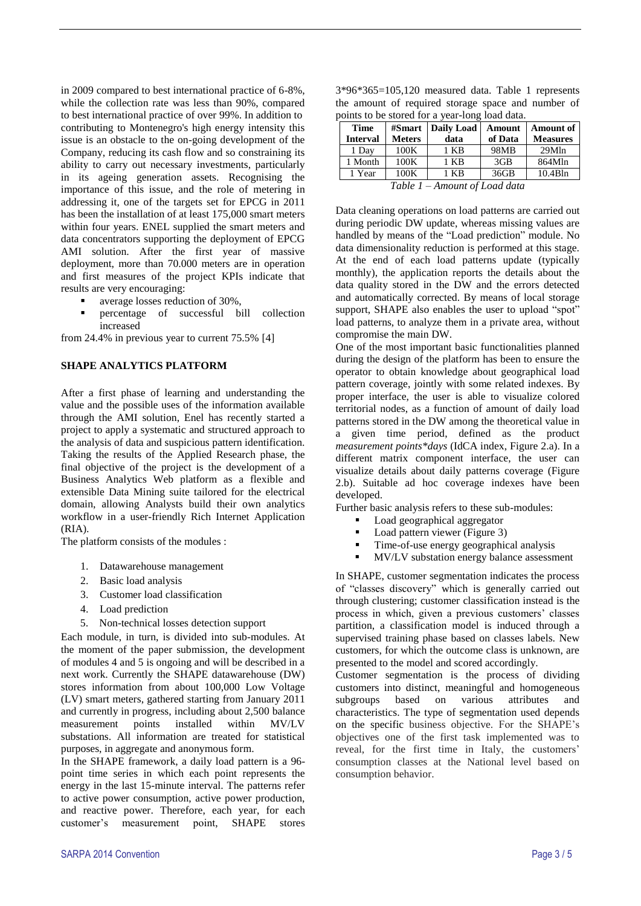in 2009 compared to best international practice of 6-8%, while the collection rate was less than 90%, compared to best international practice of over 99%. In addition to contributing to Montenegro's high energy intensity this issue is an obstacle to the on-going development of the Company, reducing its cash flow and so constraining its ability to carry out necessary investments, particularly in its ageing generation assets. Recognising the importance of this issue, and the role of metering in addressing it, one of the targets set for EPCG in 2011 has been the installation of at least 175,000 smart meters within four years. ENEL supplied the smart meters and data concentrators supporting the deployment of EPCG AMI solution. After the first year of massive deployment, more than 70.000 meters are in operation and first measures of the project KPIs indicate that results are very encouraging:

- average losses reduction of 30%,
- percentage of successful bill collection increased

from 24.4% in previous year to current 75.5% [4]

## SHAPE ANALYTICS PLATFORM

After a first phase of learning and understanding the value and the possible uses of the information available through the AMI solution, Enel has recently started a project to apply a systematic and structured approach to the analysis of data and suspicious pattern identification. Taking the results of the Applied Research phase, the final objective of the project is the development of a Business Analytics Web platform as a flexible and extensible Data Mining suite tailored for the electrical domain, allowing Analysts build their own analytics workflow in a user-friendly Rich Internet Application (RIA).

The platform consists of the modules :

1. Datawarehouse management
2. Basic load analysis
3. Customer load classification
4. Load prediction
5. Non-technical losses detection support

Each module, in turn, is divided into sub-modules. At the moment of the paper submission, the development of modules 4 and 5 is ongoing and will be described in a next work. Currently the SHAPE datawarehouse (DW) stores information from about 100,000 Low Voltage (LV) smart meters, gathered starting from January 2011 and currently in progress, including about 2,500 balance measurement points installed within MV/LV substations. All information are treated for statistical purposes, in aggregate and anonymous form.

In the SHAPE framework, a daily load pattern is a 96-point time series in which each point represents the energy in the last 15-minute interval. The patterns refer to active power consumption, active power production, and reactive power. Therefore, each year, for each customer's measurement point, SHAPE stores 3\*96\*365=105,120 measured data. Table 1 represents the amount of required storage space and number of points to be stored for a year-long load data.

| Time Interval | #Smart Meters | Daily Load data | Amount of Data | Amount of Measures |
|---|---|---|---|---|
| 1 Day | 100K | 1 KB | 98MB | 29Mln |
| 1 Month | 100K | 1 KB | 3GB | 864Mln |
| 1 Year | 100K | 1 KB | 36GB | 10.4Bln |

*Table 1 – Amount of Load data*

Data cleaning operations on load patterns are carried out during periodic DW update, whereas missing values are handled by means of the "Load prediction" module. No data dimensionality reduction is performed at this stage. At the end of each load patterns update (typically monthly), the application reports the details about the data quality stored in the DW and the errors detected and automatically corrected. By means of local storage support, SHAPE also enables the user to upload "spot" load patterns, to analyze them in a private area, without compromise the main DW.

One of the most important basic functionalities planned during the design of the platform has been to ensure the operator to obtain knowledge about geographical load pattern coverage, jointly with some related indexes. By proper interface, the user is able to visualize colored territorial nodes, as a function of amount of daily load patterns stored in the DW among the theoretical value in a given time period, defined as the product *measurement points\*days* (IdCA index, Figure 2.a). In a different matrix component interface, the user can visualize details about daily patterns coverage (Figure 2.b). Suitable ad hoc coverage indexes have been developed.

Further basic analysis refers to these sub-modules:

- Load geographical aggregator
- Load pattern viewer (Figure 3)
- Time-of-use energy geographical analysis
- MV/LV substation energy balance assessment

In SHAPE, customer segmentation indicates the process of "classes discovery" which is generally carried out through clustering; customer classification instead is the process in which, given a previous customers' classes partition, a classification model is induced through a supervised training phase based on classes labels. New customers, for which the outcome class is unknown, are presented to the model and scored accordingly.

Customer segmentation is the process of dividing customers into distinct, meaningful and homogeneous subgroups based on various attributes and characteristics. The type of segmentation used depends on the specific business objective. For the SHAPE's objectives one of the first task implemented was to reveal, for the first time in Italy, the customers' consumption classes at the National level based on consumption behavior.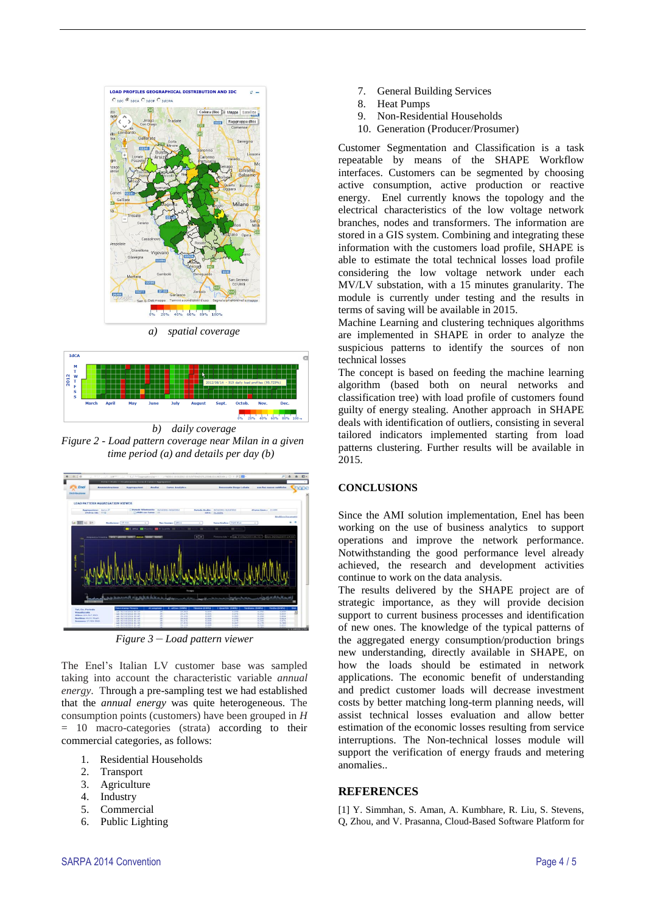*a) spatial coverage*

*b) daily coverage*

*Figure 2 - Load pattern coverage near Milan in a given time period (a) and details per day (b)*

*Figure 3 – Load pattern viewer*

The Enel's Italian LV customer base was sampled taking into account the characteristic variable *annual energy*. Through a pre-sampling test we had established that the *annual energy* was quite heterogeneous. The consumption points (customers) have been grouped in *H* = 10 macro-categories (strata) according to their commercial categories, as follows:

1. Residential Households
2. Transport
3. Agriculture
4. Industry
5. Commercial
6. Public Lighting
7. General Building Services
8. Heat Pumps
9. Non-Residential Households
10. Generation (Producer/Prosumer)

Customer Segmentation and Classification is a task repeatable by means of the SHAPE Workflow interfaces. Customers can be segmented by choosing active consumption, active production or reactive energy. Enel currently knows the topology and the electrical characteristics of the low voltage network branches, nodes and transformers. The information are stored in a GIS system. Combining and integrating these information with the customers load profile, SHAPE is able to estimate the total technical losses load profile considering the low voltage network under each MV/LV substation, with a 15 minutes granularity. The module is currently under testing and the results in terms of saving will be available in 2015.

Machine Learning and clustering techniques algorithms are implemented in SHAPE in order to analyze the suspicious patterns to identify the sources of non technical losses

The concept is based on feeding the machine learning algorithm (based both on neural networks and classification tree) with load profile of customers found guilty of energy stealing. Another approach in SHAPE deals with identification of outliers, consisting in several tailored indicators implemented starting from load patterns clustering. Further results will be available in 2015.

## CONCLUSIONS

Since the AMI solution implementation, Enel has been working on the use of business analytics to support operations and improve the network performance. Notwithstanding the good performance level already achieved, the research and development activities continue to work on the data analysis.

The results delivered by the SHAPE project are of strategic importance, as they will provide decision support to current business processes and identification of new ones. The knowledge of the typical patterns of the aggregated energy consumption/production brings new understanding, directly available in SHAPE, on how the loads should be estimated in network applications. The economic benefit of understanding and predict customer loads will decrease investment costs by better matching long-term planning needs, will assist technical losses evaluation and allow better estimation of the economic losses resulting from service interruptions. The Non-technical losses module will support the verification of energy frauds and metering anomalies..

## REFERENCES

[1] Y. Simmhan, S. Aman, A. Kumbhare, R. Liu, S. Stevens, Q, Zhou, and V. Prasanna, Cloud-Based Software Platform for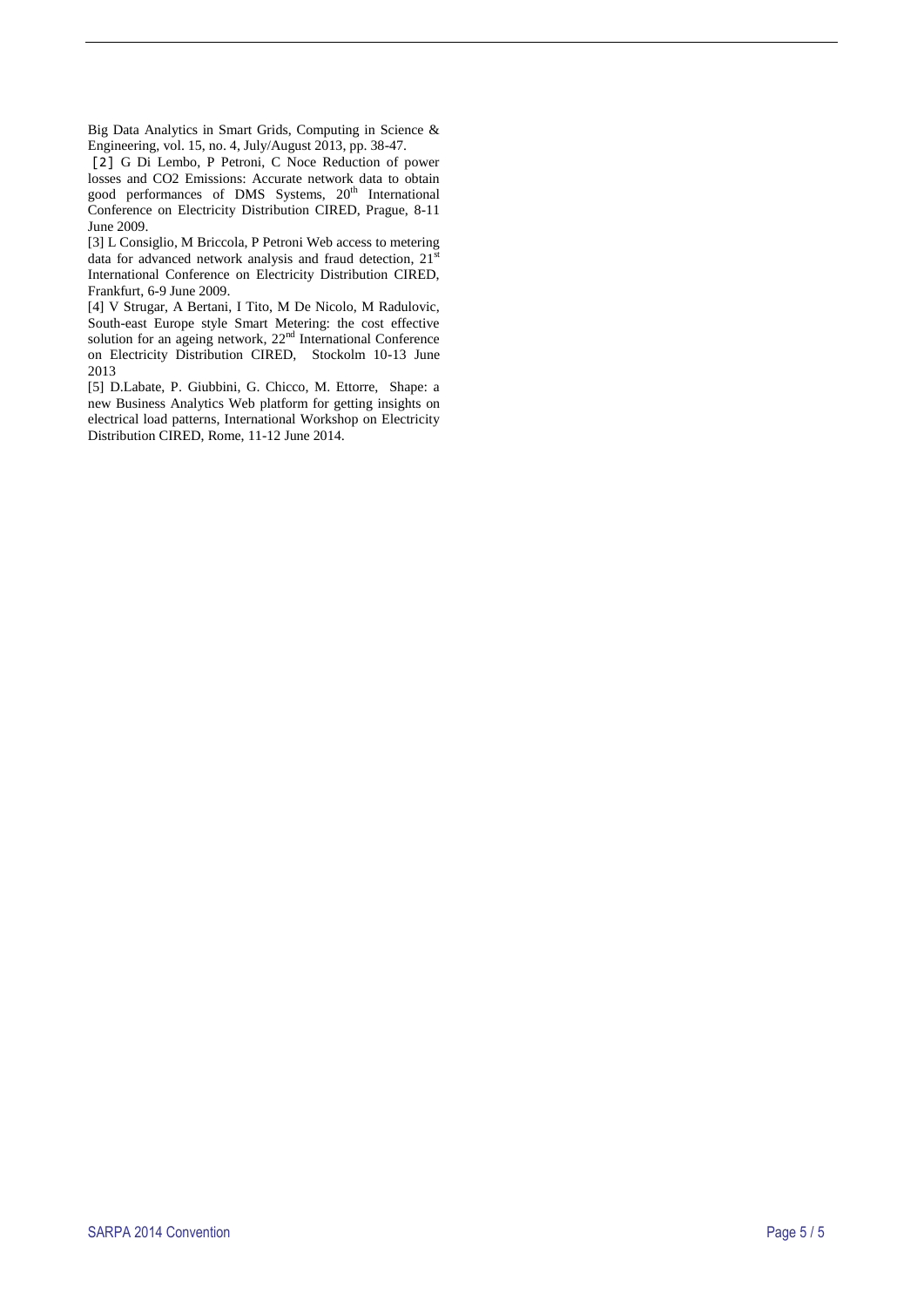Big Data Analytics in Smart Grids, Computing in Science & Engineering, vol. 15, no. 4, July/August 2013, pp. 38-47.

[2] G Di Lembo, P Petroni, C Noce Reduction of power losses and CO2 Emissions: Accurate network data to obtain good performances of DMS Systems, 20th International Conference on Electricity Distribution CIRED, Prague, 8-11 June 2009.

[3] L Consiglio, M Briccola, P Petroni Web access to metering data for advanced network analysis and fraud detection, 21st International Conference on Electricity Distribution CIRED, Frankfurt, 6-9 June 2009.

[4] V Strugar, A Bertani, I Tito, M De Nicolo, M Radulovic, South-east Europe style Smart Metering: the cost effective solution for an ageing network, 22nd International Conference on Electricity Distribution CIRED, Stockolm 10-13 June 2013

[5] D.Labate, P. Giubbini, G. Chicco, M. Ettorre, Shape: a new Business Analytics Web platform for getting insights on electrical load patterns, International Workshop on Electricity Distribution CIRED, Rome, 11-12 June 2014.